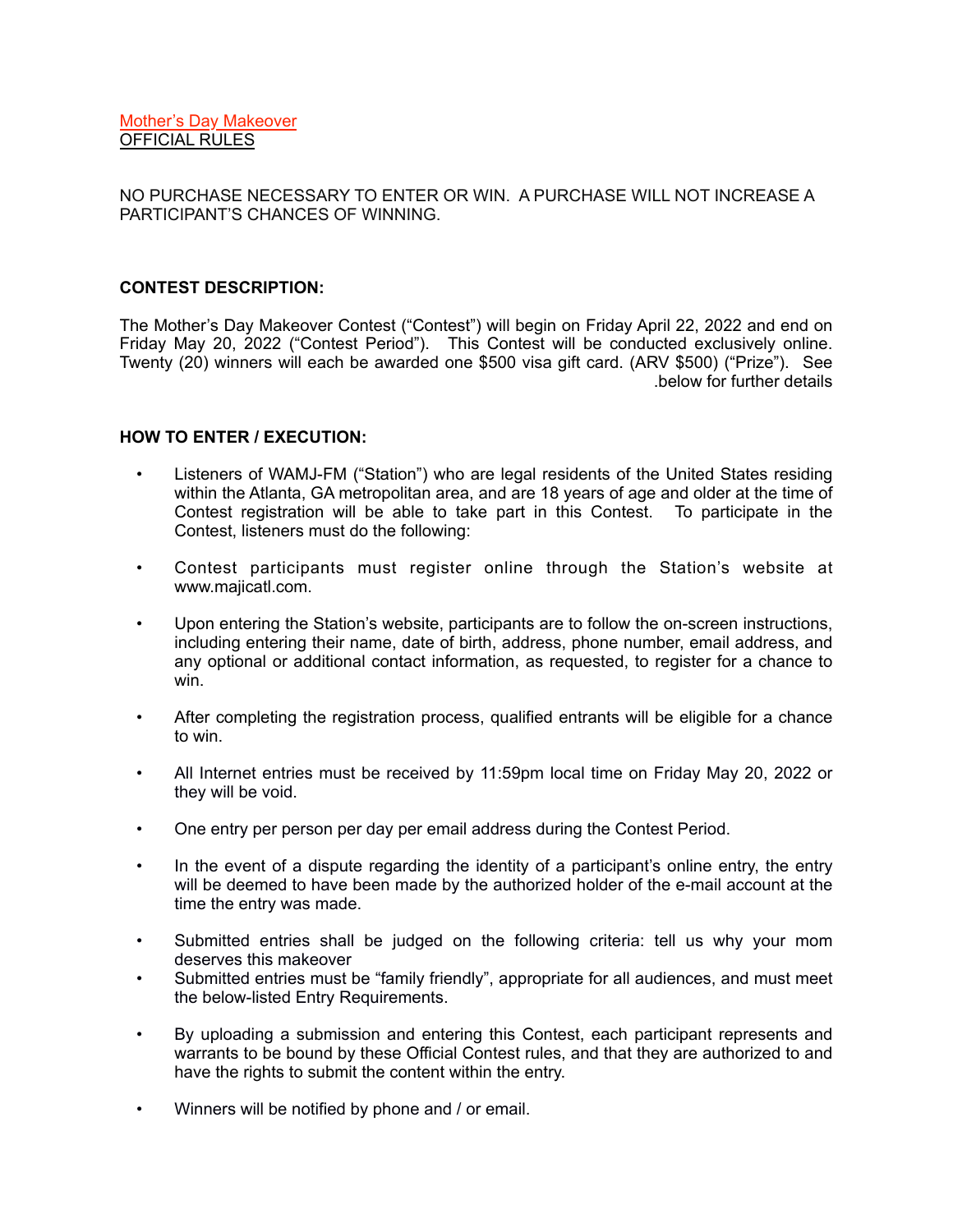Mother's Day Makeover
OFFICIAL RULES

NO PURCHASE NECESSARY TO ENTER OR WIN. A PURCHASE WILL NOT INCREASE A PARTICIPANT'S CHANCES OF WINNING.

**CONTEST DESCRIPTION:**

The Mother's Day Makeover Contest ("Contest") will begin on Friday April 22, 2022 and end on Friday May 20, 2022 ("Contest Period"). This Contest will be conducted exclusively online. Twenty (20) winners will each be awarded one $500 visa gift card. (ARV $500) ("Prize"). See .below for further details

**HOW TO ENTER / EXECUTION:**

- Listeners of WAMJ-FM ("Station") who are legal residents of the United States residing within the Atlanta, GA metropolitan area, and are 18 years of age and older at the time of Contest registration will be able to take part in this Contest. To participate in the Contest, listeners must do the following:
- Contest participants must register online through the Station's website at www.majicatl.com.
- Upon entering the Station's website, participants are to follow the on-screen instructions, including entering their name, date of birth, address, phone number, email address, and any optional or additional contact information, as requested, to register for a chance to win.
- After completing the registration process, qualified entrants will be eligible for a chance to win.
- All Internet entries must be received by 11:59pm local time on Friday May 20, 2022 or they will be void.
- One entry per person per day per email address during the Contest Period.
- In the event of a dispute regarding the identity of a participant's online entry, the entry will be deemed to have been made by the authorized holder of the e-mail account at the time the entry was made.
- Submitted entries shall be judged on the following criteria: tell us why your mom deserves this makeover
- Submitted entries must be "family friendly", appropriate for all audiences, and must meet the below-listed Entry Requirements.
- By uploading a submission and entering this Contest, each participant represents and warrants to be bound by these Official Contest rules, and that they are authorized to and have the rights to submit the content within the entry.
- Winners will be notified by phone and / or email.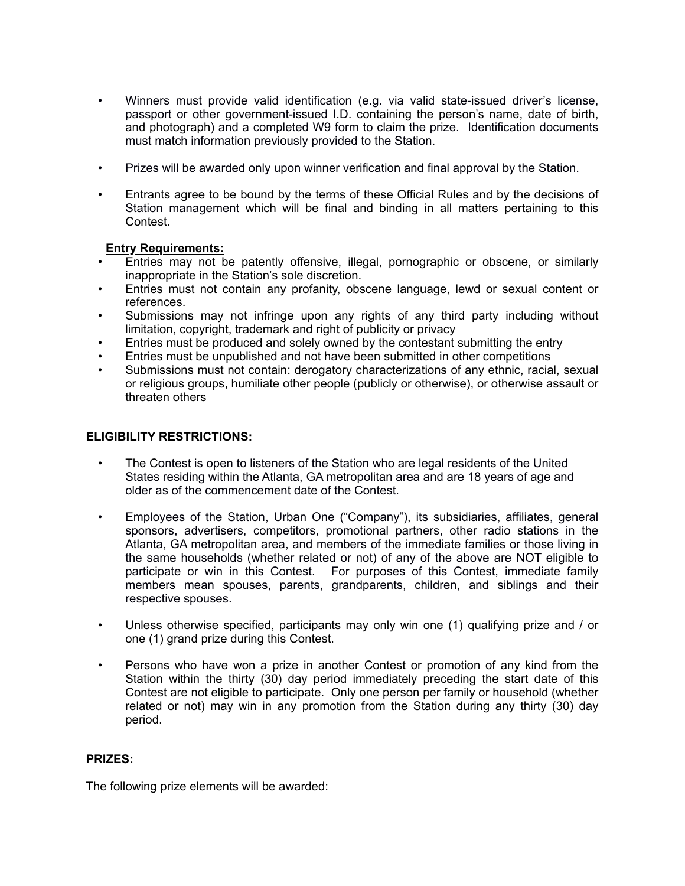- Winners must provide valid identification (e.g. via valid state-issued driver's license, passport or other government-issued I.D. containing the person's name, date of birth, and photograph) and a completed W9 form to claim the prize. Identification documents must match information previously provided to the Station.

- Prizes will be awarded only upon winner verification and final approval by the Station.

- Entrants agree to be bound by the terms of these Official Rules and by the decisions of Station management which will be final and binding in all matters pertaining to this Contest.

**Entry Requirements:**

- Entries may not be patently offensive, illegal, pornographic or obscene, or similarly inappropriate in the Station's sole discretion.
- Entries must not contain any profanity, obscene language, lewd or sexual content or references.
- Submissions may not infringe upon any rights of any third party including without limitation, copyright, trademark and right of publicity or privacy
- Entries must be produced and solely owned by the contestant submitting the entry
- Entries must be unpublished and not have been submitted in other competitions
- Submissions must not contain: derogatory characterizations of any ethnic, racial, sexual or religious groups, humiliate other people (publicly or otherwise), or otherwise assault or threaten others

**ELIGIBILITY RESTRICTIONS:**

- The Contest is open to listeners of the Station who are legal residents of the United States residing within the Atlanta, GA metropolitan area and are 18 years of age and older as of the commencement date of the Contest.

- Employees of the Station, Urban One ("Company"), its subsidiaries, affiliates, general sponsors, advertisers, competitors, promotional partners, other radio stations in the Atlanta, GA metropolitan area, and members of the immediate families or those living in the same households (whether related or not) of any of the above are NOT eligible to participate or win in this Contest. For purposes of this Contest, immediate family members mean spouses, parents, grandparents, children, and siblings and their respective spouses.

- Unless otherwise specified, participants may only win one (1) qualifying prize and / or one (1) grand prize during this Contest.

- Persons who have won a prize in another Contest or promotion of any kind from the Station within the thirty (30) day period immediately preceding the start date of this Contest are not eligible to participate. Only one person per family or household (whether related or not) may win in any promotion from the Station during any thirty (30) day period.

**PRIZES:**

The following prize elements will be awarded: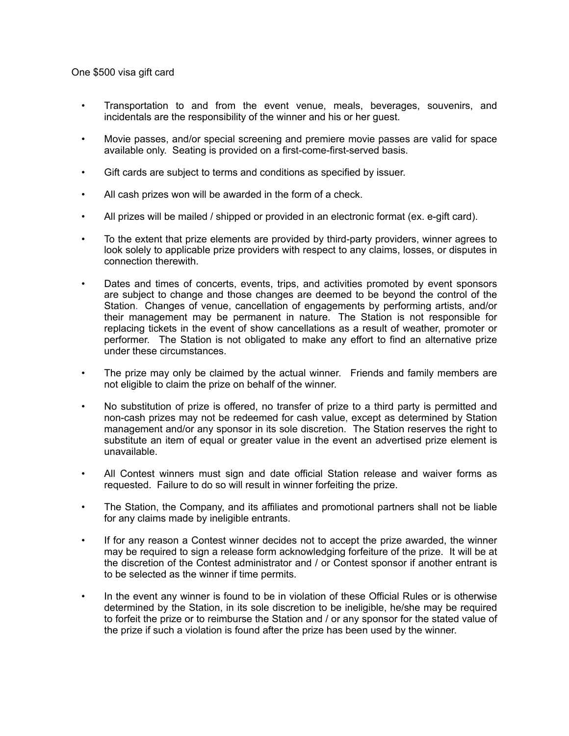One $500 visa gift card

- Transportation to and from the event venue, meals, beverages, souvenirs, and incidentals are the responsibility of the winner and his or her guest.
- Movie passes, and/or special screening and premiere movie passes are valid for space available only. Seating is provided on a first-come-first-served basis.
- Gift cards are subject to terms and conditions as specified by issuer.
- All cash prizes won will be awarded in the form of a check.
- All prizes will be mailed / shipped or provided in an electronic format (ex. e-gift card).
- To the extent that prize elements are provided by third-party providers, winner agrees to look solely to applicable prize providers with respect to any claims, losses, or disputes in connection therewith.
- Dates and times of concerts, events, trips, and activities promoted by event sponsors are subject to change and those changes are deemed to be beyond the control of the Station. Changes of venue, cancellation of engagements by performing artists, and/or their management may be permanent in nature. The Station is not responsible for replacing tickets in the event of show cancellations as a result of weather, promoter or performer. The Station is not obligated to make any effort to find an alternative prize under these circumstances.
- The prize may only be claimed by the actual winner. Friends and family members are not eligible to claim the prize on behalf of the winner.
- No substitution of prize is offered, no transfer of prize to a third party is permitted and non-cash prizes may not be redeemed for cash value, except as determined by Station management and/or any sponsor in its sole discretion. The Station reserves the right to substitute an item of equal or greater value in the event an advertised prize element is unavailable.
- All Contest winners must sign and date official Station release and waiver forms as requested. Failure to do so will result in winner forfeiting the prize.
- The Station, the Company, and its affiliates and promotional partners shall not be liable for any claims made by ineligible entrants.
- If for any reason a Contest winner decides not to accept the prize awarded, the winner may be required to sign a release form acknowledging forfeiture of the prize. It will be at the discretion of the Contest administrator and / or Contest sponsor if another entrant is to be selected as the winner if time permits.
- In the event any winner is found to be in violation of these Official Rules or is otherwise determined by the Station, in its sole discretion to be ineligible, he/she may be required to forfeit the prize or to reimburse the Station and / or any sponsor for the stated value of the prize if such a violation is found after the prize has been used by the winner.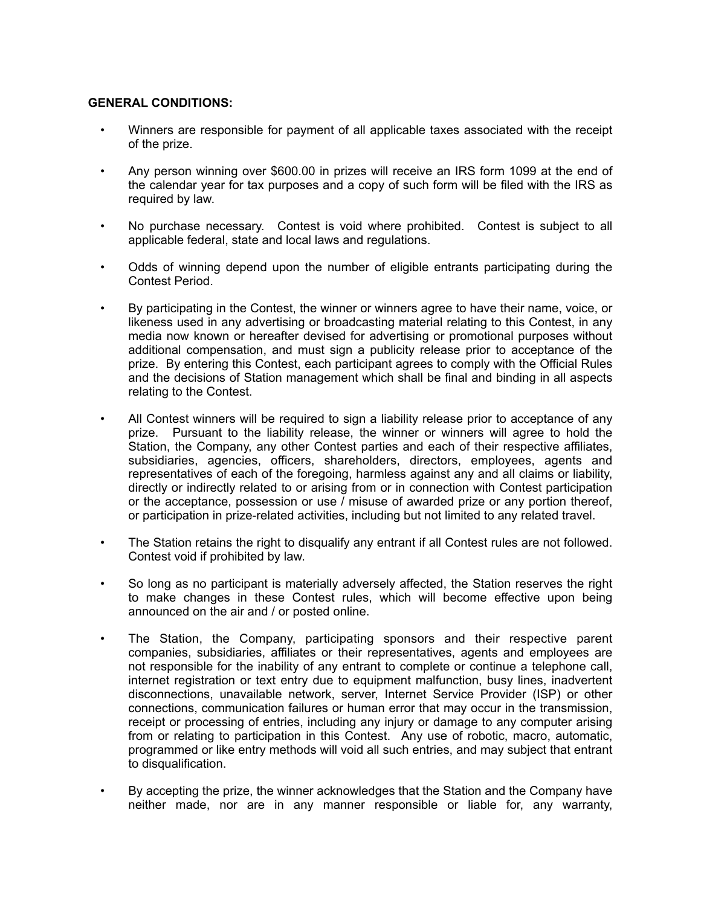**GENERAL CONDITIONS:**

- Winners are responsible for payment of all applicable taxes associated with the receipt of the prize.
- Any person winning over $600.00 in prizes will receive an IRS form 1099 at the end of the calendar year for tax purposes and a copy of such form will be filed with the IRS as required by law.
- No purchase necessary. Contest is void where prohibited. Contest is subject to all applicable federal, state and local laws and regulations.
- Odds of winning depend upon the number of eligible entrants participating during the Contest Period.
- By participating in the Contest, the winner or winners agree to have their name, voice, or likeness used in any advertising or broadcasting material relating to this Contest, in any media now known or hereafter devised for advertising or promotional purposes without additional compensation, and must sign a publicity release prior to acceptance of the prize. By entering this Contest, each participant agrees to comply with the Official Rules and the decisions of Station management which shall be final and binding in all aspects relating to the Contest.
- All Contest winners will be required to sign a liability release prior to acceptance of any prize. Pursuant to the liability release, the winner or winners will agree to hold the Station, the Company, any other Contest parties and each of their respective affiliates, subsidiaries, agencies, officers, shareholders, directors, employees, agents and representatives of each of the foregoing, harmless against any and all claims or liability, directly or indirectly related to or arising from or in connection with Contest participation or the acceptance, possession or use / misuse of awarded prize or any portion thereof, or participation in prize-related activities, including but not limited to any related travel.
- The Station retains the right to disqualify any entrant if all Contest rules are not followed. Contest void if prohibited by law.
- So long as no participant is materially adversely affected, the Station reserves the right to make changes in these Contest rules, which will become effective upon being announced on the air and / or posted online.
- The Station, the Company, participating sponsors and their respective parent companies, subsidiaries, affiliates or their representatives, agents and employees are not responsible for the inability of any entrant to complete or continue a telephone call, internet registration or text entry due to equipment malfunction, busy lines, inadvertent disconnections, unavailable network, server, Internet Service Provider (ISP) or other connections, communication failures or human error that may occur in the transmission, receipt or processing of entries, including any injury or damage to any computer arising from or relating to participation in this Contest. Any use of robotic, macro, automatic, programmed or like entry methods will void all such entries, and may subject that entrant to disqualification.
- By accepting the prize, the winner acknowledges that the Station and the Company have neither made, nor are in any manner responsible or liable for, any warranty,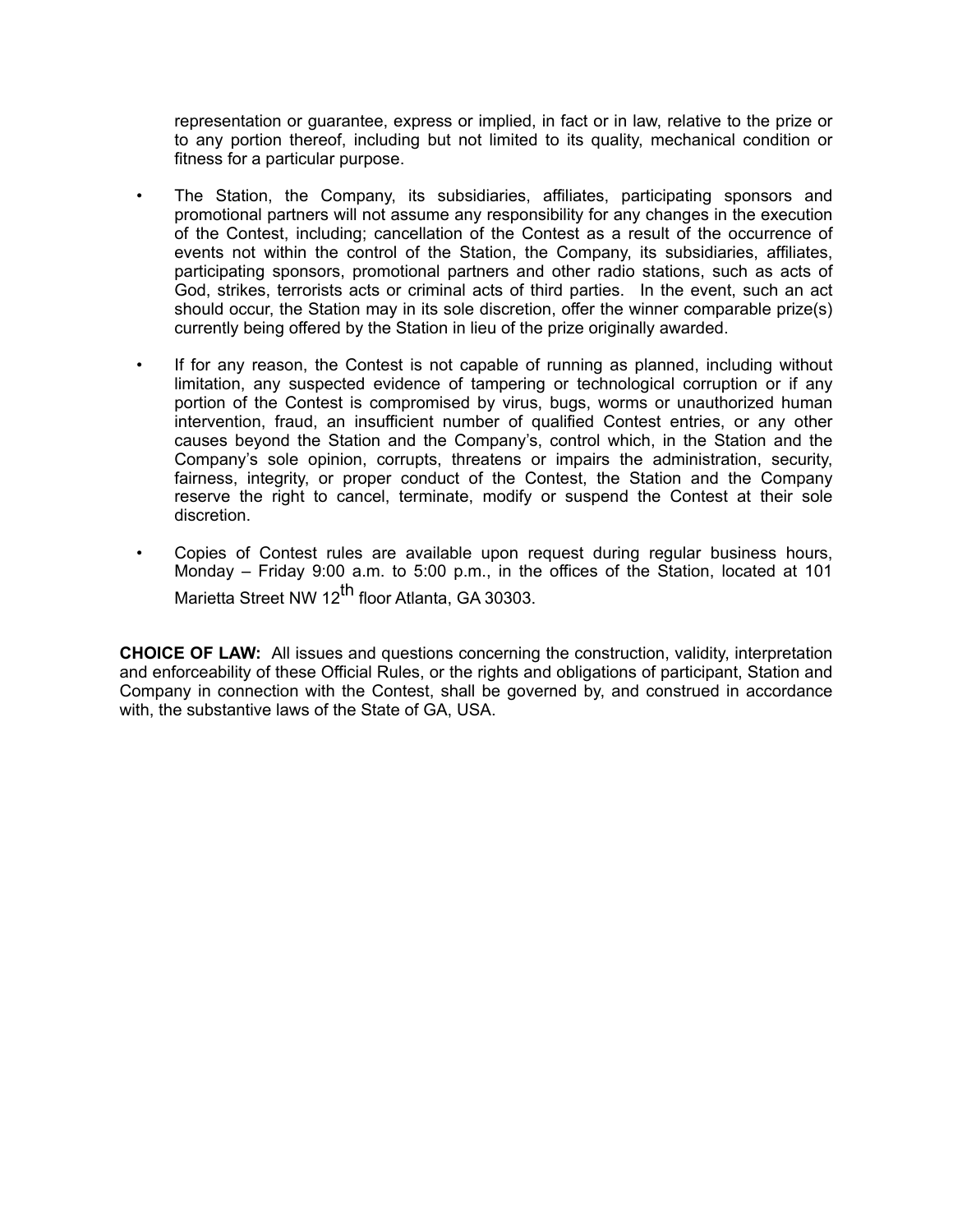representation or guarantee, express or implied, in fact or in law, relative to the prize or to any portion thereof, including but not limited to its quality, mechanical condition or fitness for a particular purpose.

- The Station, the Company, its subsidiaries, affiliates, participating sponsors and promotional partners will not assume any responsibility for any changes in the execution of the Contest, including; cancellation of the Contest as a result of the occurrence of events not within the control of the Station, the Company, its subsidiaries, affiliates, participating sponsors, promotional partners and other radio stations, such as acts of God, strikes, terrorists acts or criminal acts of third parties. In the event, such an act should occur, the Station may in its sole discretion, offer the winner comparable prize(s) currently being offered by the Station in lieu of the prize originally awarded.
- If for any reason, the Contest is not capable of running as planned, including without limitation, any suspected evidence of tampering or technological corruption or if any portion of the Contest is compromised by virus, bugs, worms or unauthorized human intervention, fraud, an insufficient number of qualified Contest entries, or any other causes beyond the Station and the Company's, control which, in the Station and the Company's sole opinion, corrupts, threatens or impairs the administration, security, fairness, integrity, or proper conduct of the Contest, the Station and the Company reserve the right to cancel, terminate, modify or suspend the Contest at their sole discretion.
- Copies of Contest rules are available upon request during regular business hours, Monday – Friday 9:00 a.m. to 5:00 p.m., in the offices of the Station, located at 101 Marietta Street NW 12th floor Atlanta, GA 30303.

**CHOICE OF LAW:** All issues and questions concerning the construction, validity, interpretation and enforceability of these Official Rules, or the rights and obligations of participant, Station and Company in connection with the Contest, shall be governed by, and construed in accordance with, the substantive laws of the State of GA, USA.